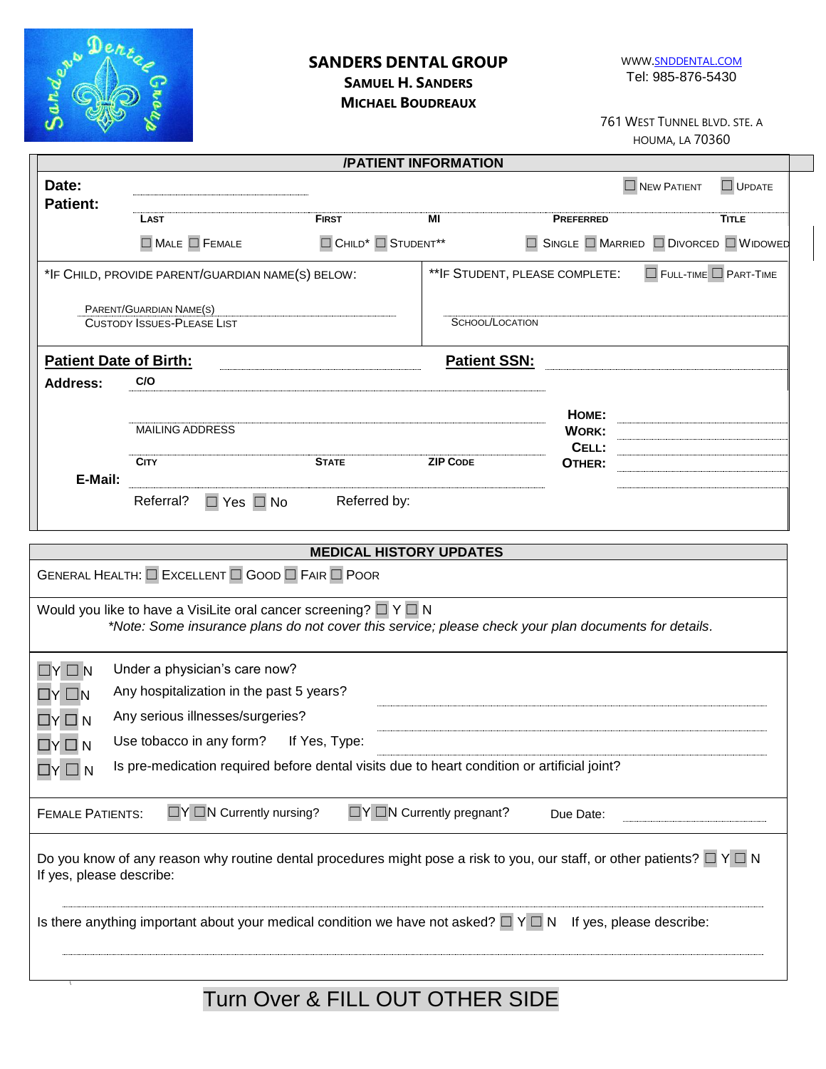# SANDERS DENTAL GROUP

**SAMUEL H. SANDERS**
**MICHAEL BOUDREAUX**

WWW.SNDDENTAL.COM
Tel: 985-876-5430

761 WEST TUNNEL BLVD. STE. A
HOUMA, LA 70360

## /PATIENT INFORMATION

**Date:** ____________________ ☐ NEW PATIENT ☐ UPDATE

**Patient:**

| LAST | FIRST | MI | PREFERRED | TITLE |
|---|---|---|---|---|
| | | | | |

☐ MALE ☐ FEMALE ☐ CHILD* ☐ STUDENT** ☐ SINGLE ☐ MARRIED ☐ DIVORCED ☐ WIDOWED

*IF CHILD, PROVIDE PARENT/GUARDIAN NAME(S) BELOW:

PARENT/GUARDIAN NAME(S) ____________________
CUSTODY ISSUES-PLEASE LIST

**IF STUDENT, PLEASE COMPLETE: ☐ FULL-TIME ☐ PART-TIME

SCHOOL/LOCATION ____________________

**Patient Date of Birth:** ____________________ **Patient SSN:** ____________________

**Address:** C/O ____________________

MAILING ADDRESS ____________________

CITY ______ STATE ______ ZIP CODE ______

**HOME:** ____________________
**WORK:** ____________________
**CELL:** ____________________
**OTHER:** ____________________

**E-Mail:** ____________________

Referral? ☐ Yes ☐ No Referred by:

## MEDICAL HISTORY UPDATES

GENERAL HEALTH: ☐ EXCELLENT ☐ GOOD ☐ FAIR ☐ POOR

Would you like to have a VisiLite oral cancer screening? ☐ Y ☐ N

*\*Note: Some insurance plans do not cover this service; please check your plan documents for details.*

- ☐Y ☐N Under a physician's care now?
- ☐Y ☐N Any hospitalization in the past 5 years? ____________________
- ☐Y ☐N Any serious illnesses/surgeries? ____________________
- ☐Y ☐N Use tobacco in any form? If Yes, Type: ____________________
- ☐Y ☐N Is pre-medication required before dental visits due to heart condition or artificial joint?

FEMALE PATIENTS: ☐Y ☐N Currently nursing? ☐Y ☐N Currently pregnant? Due Date: ____________________

Do you know of any reason why routine dental procedures might pose a risk to you, our staff, or other patients? ☐ Y ☐ N
If yes, please describe:

____________________

Is there anything important about your medical condition we have not asked? ☐ Y ☐ N If yes, please describe:

____________________

Turn Over & FILL OUT OTHER SIDE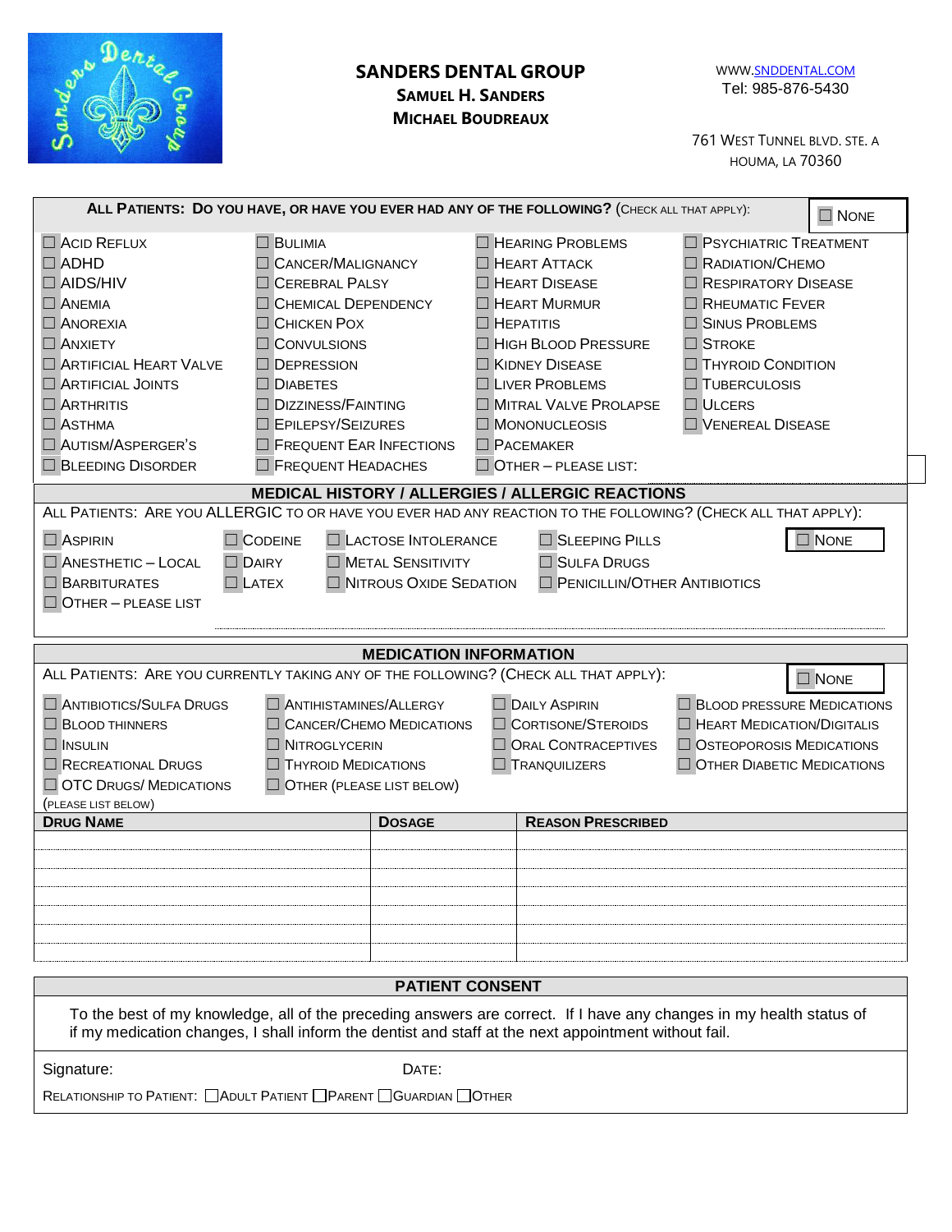# SANDERS DENTAL GROUP

**SAMUEL H. SANDERS**
**MICHAEL BOUDREAUX**

WWW.SNDDENTAL.COM
Tel: 985-876-5430

761 WEST TUNNEL BLVD. STE. A
HOUMA, LA 70360

**ALL PATIENTS: DO YOU HAVE, OR HAVE YOU EVER HAD ANY OF THE FOLLOWING?** (CHECK ALL THAT APPLY): ☐ NONE

| | | | |
|---|---|---|---|
| ☐ ACID REFLUX | ☐ BULIMIA | ☐ HEARING PROBLEMS | ☐ PSYCHIATRIC TREATMENT |
| ☐ ADHD | ☐ CANCER/MALIGNANCY | ☐ HEART ATTACK | ☐ RADIATION/CHEMO |
| ☐ AIDS/HIV | ☐ CEREBRAL PALSY | ☐ HEART DISEASE | ☐ RESPIRATORY DISEASE |
| ☐ ANEMIA | ☐ CHEMICAL DEPENDENCY | ☐ HEART MURMUR | ☐ RHEUMATIC FEVER |
| ☐ ANOREXIA | ☐ CHICKEN POX | ☐ HEPATITIS | ☐ SINUS PROBLEMS |
| ☐ ANXIETY | ☐ CONVULSIONS | ☐ HIGH BLOOD PRESSURE | ☐ STROKE |
| ☐ ARTIFICIAL HEART VALVE | ☐ DEPRESSION | ☐ KIDNEY DISEASE | ☐ THYROID CONDITION |
| ☐ ARTIFICIAL JOINTS | ☐ DIABETES | ☐ LIVER PROBLEMS | ☐ TUBERCULOSIS |
| ☐ ARTHRITIS | ☐ DIZZINESS/FAINTING | ☐ MITRAL VALVE PROLAPSE | ☐ ULCERS |
| ☐ ASTHMA | ☐ EPILEPSY/SEIZURES | ☐ MONONUCLEOSIS | ☐ VENEREAL DISEASE |
| ☐ AUTISM/ASPERGER'S | ☐ FREQUENT EAR INFECTIONS | ☐ PACEMAKER | |
| ☐ BLEEDING DISORDER | ☐ FREQUENT HEADACHES | ☐ OTHER – PLEASE LIST: | |

## MEDICAL HISTORY / ALLERGIES / ALLERGIC REACTIONS

ALL PATIENTS: ARE YOU ALLERGIC TO OR HAVE YOU EVER HAD ANY REACTION TO THE FOLLOWING? (CHECK ALL THAT APPLY): ☐ NONE

| | | | |
|---|---|---|---|
| ☐ ASPIRIN | ☐ CODEINE | ☐ LACTOSE INTOLERANCE | ☐ SLEEPING PILLS |
| ☐ ANESTHETIC – LOCAL | ☐ DAIRY | ☐ METAL SENSITIVITY | ☐ SULFA DRUGS |
| ☐ BARBITURATES | ☐ LATEX | ☐ NITROUS OXIDE SEDATION | ☐ PENICILLIN/OTHER ANTIBIOTICS |
| ☐ OTHER – PLEASE LIST | | | |

## MEDICATION INFORMATION

ALL PATIENTS: ARE YOU CURRENTLY TAKING ANY OF THE FOLLOWING? (CHECK ALL THAT APPLY): ☐ NONE

| | | | |
|---|---|---|---|
| ☐ ANTIBIOTICS/SULFA DRUGS | ☐ ANTIHISTAMINES/ALLERGY | ☐ DAILY ASPIRIN | ☐ BLOOD PRESSURE MEDICATIONS |
| ☐ BLOOD THINNERS | ☐ CANCER/CHEMO MEDICATIONS | ☐ CORTISONE/STEROIDS | ☐ HEART MEDICATION/DIGITALIS |
| ☐ INSULIN | ☐ NITROGLYCERIN | ☐ ORAL CONTRACEPTIVES | ☐ OSTEOPOROSIS MEDICATIONS |
| ☐ RECREATIONAL DRUGS | ☐ THYROID MEDICATIONS | ☐ TRANQUILIZERS | ☐ OTHER DIABETIC MEDICATIONS |
| ☐ OTC DRUGS/ MEDICATIONS (PLEASE LIST BELOW) | ☐ OTHER (PLEASE LIST BELOW) | | |

| DRUG NAME | DOSAGE | REASON PRESCRIBED |
|---|---|---|
| | | |
| | | |
| | | |
| | | |
| | | |
| | | |

## PATIENT CONSENT

To the best of my knowledge, all of the preceding answers are correct. If I have any changes in my health status of if my medication changes, I shall inform the dentist and staff at the next appointment without fail.

Signature: DATE:

RELATIONSHIP TO PATIENT: ☐ ADULT PATIENT ☐ PARENT ☐ GUARDIAN ☐ OTHER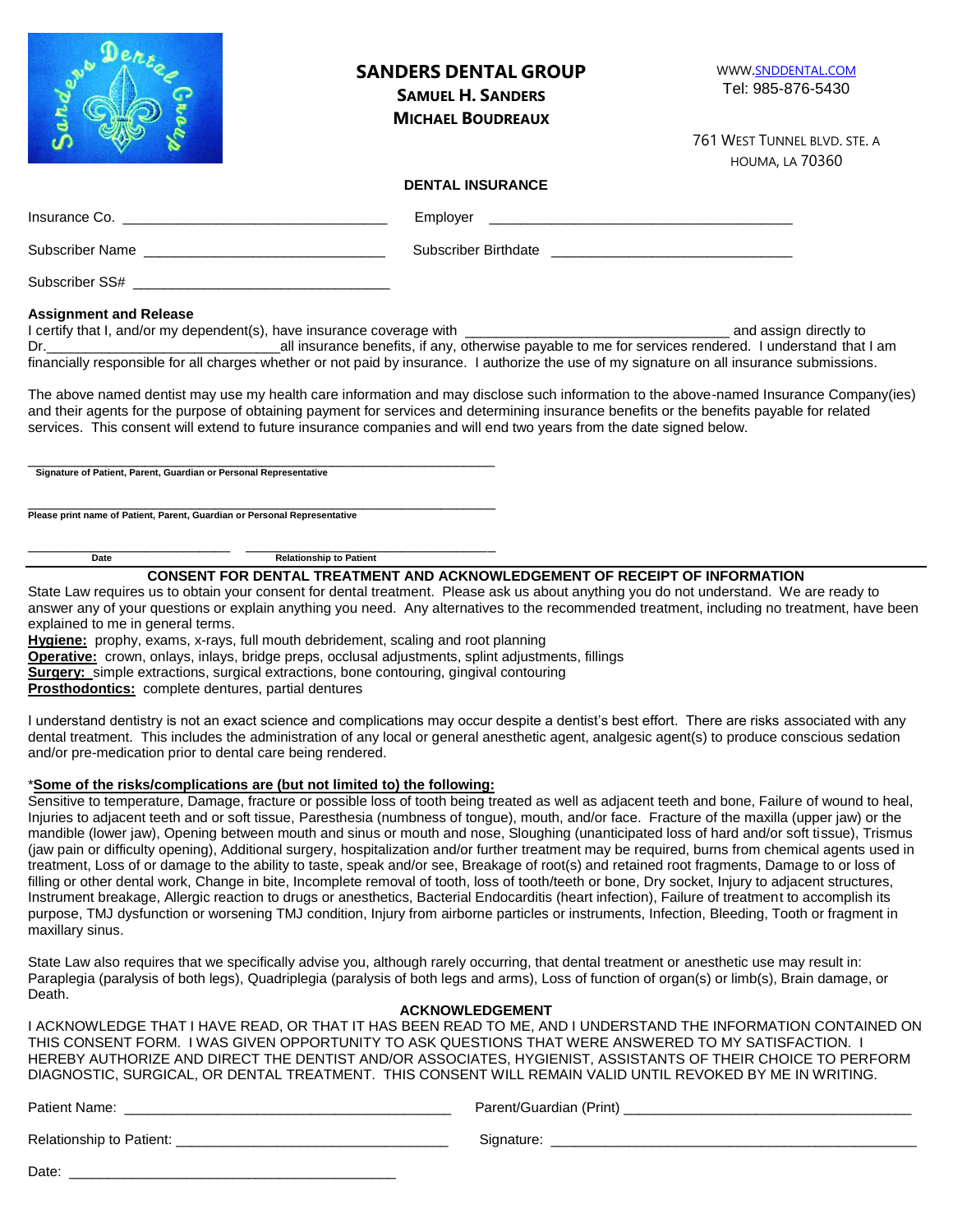# SANDERS DENTAL GROUP

**SAMUEL H. SANDERS**
**MICHAEL BOUDREAUX**

WWW.SNDDENTAL.COM
Tel: 985-876-5430

761 WEST TUNNEL BLVD. STE. A
HOUMA, LA 70360

## DENTAL INSURANCE

Insurance Co. _________________________________ Employer ______________________________________

Subscriber Name ______________________________ Subscriber Birthdate ______________________________

Subscriber SS# ________________________________

**Assignment and Release**

I certify that I, and/or my dependent(s), have insurance coverage with _________________________________ and assign directly to Dr.______________________________all insurance benefits, if any, otherwise payable to me for services rendered. I understand that I am financially responsible for all charges whether or not paid by insurance. I authorize the use of my signature on all insurance submissions.

The above named dentist may use my health care information and may disclose such information to the above-named Insurance Company(ies) and their agents for the purpose of obtaining payment for services and determining insurance benefits or the benefits payable for related services. This consent will extend to future insurance companies and will end two years from the date signed below.

_____________________________________________________________
**Signature of Patient, Parent, Guardian or Personal Representative**

_____________________________________________________________
**Please print name of Patient, Parent, Guardian or Personal Representative**

_________________________ _______________________________
**Date** **Relationship to Patient**

## CONSENT FOR DENTAL TREATMENT AND ACKNOWLEDGEMENT OF RECEIPT OF INFORMATION

State Law requires us to obtain your consent for dental treatment. Please ask us about anything you do not understand. We are ready to answer any of your questions or explain anything you need. Any alternatives to the recommended treatment, including no treatment, have been explained to me in general terms.

**Hygiene:** prophy, exams, x-rays, full mouth debridement, scaling and root planning
**Operative:** crown, onlays, inlays, bridge preps, occlusal adjustments, splint adjustments, fillings
**Surgery:** simple extractions, surgical extractions, bone contouring, gingival contouring
**Prosthodontics:** complete dentures, partial dentures

I understand dentistry is not an exact science and complications may occur despite a dentist's best effort. There are risks associated with any dental treatment. This includes the administration of any local or general anesthetic agent, analgesic agent(s) to produce conscious sedation and/or pre-medication prior to dental care being rendered.

*__Some of the risks/complications are (but not limited to) the following:__

Sensitive to temperature, Damage, fracture or possible loss of tooth being treated as well as adjacent teeth and bone, Failure of wound to heal, Injuries to adjacent teeth and or soft tissue, Paresthesia (numbness of tongue), mouth, and/or face. Fracture of the maxilla (upper jaw) or the mandible (lower jaw), Opening between mouth and sinus or mouth and nose, Sloughing (unanticipated loss of hard and/or soft tissue), Trismus (jaw pain or difficulty opening), Additional surgery, hospitalization and/or further treatment may be required, burns from chemical agents used in treatment, Loss of or damage to the ability to taste, speak and/or see, Breakage of root(s) and retained root fragments, Damage to or loss of filling or other dental work, Change in bite, Incomplete removal of tooth, loss of tooth/teeth or bone, Dry socket, Injury to adjacent structures, Instrument breakage, Allergic reaction to drugs or anesthetics, Bacterial Endocarditis (heart infection), Failure of treatment to accomplish its purpose, TMJ dysfunction or worsening TMJ condition, Injury from airborne particles or instruments, Infection, Bleeding, Tooth or fragment in maxillary sinus.

State Law also requires that we specifically advise you, although rarely occurring, that dental treatment or anesthetic use may result in: Paraplegia (paralysis of both legs), Quadriplegia (paralysis of both legs and arms), Loss of function of organ(s) or limb(s), Brain damage, or Death.

### ACKNOWLEDGEMENT

I ACKNOWLEDGE THAT I HAVE READ, OR THAT IT HAS BEEN READ TO ME, AND I UNDERSTAND THE INFORMATION CONTAINED ON THIS CONSENT FORM. I WAS GIVEN OPPORTUNITY TO ASK QUESTIONS THAT WERE ANSWERED TO MY SATISFACTION. I HEREBY AUTHORIZE AND DIRECT THE DENTIST AND/OR ASSOCIATES, HYGIENIST, ASSISTANTS OF THEIR CHOICE TO PERFORM DIAGNOSTIC, SURGICAL, OR DENTAL TREATMENT. THIS CONSENT WILL REMAIN VALID UNTIL REVOKED BY ME IN WRITING.

Patient Name: __________________________________________ Parent/Guardian (Print) ____________________________________

Relationship to Patient: ___________________________________ Signature: ______________________________________________

Date: __________________________________________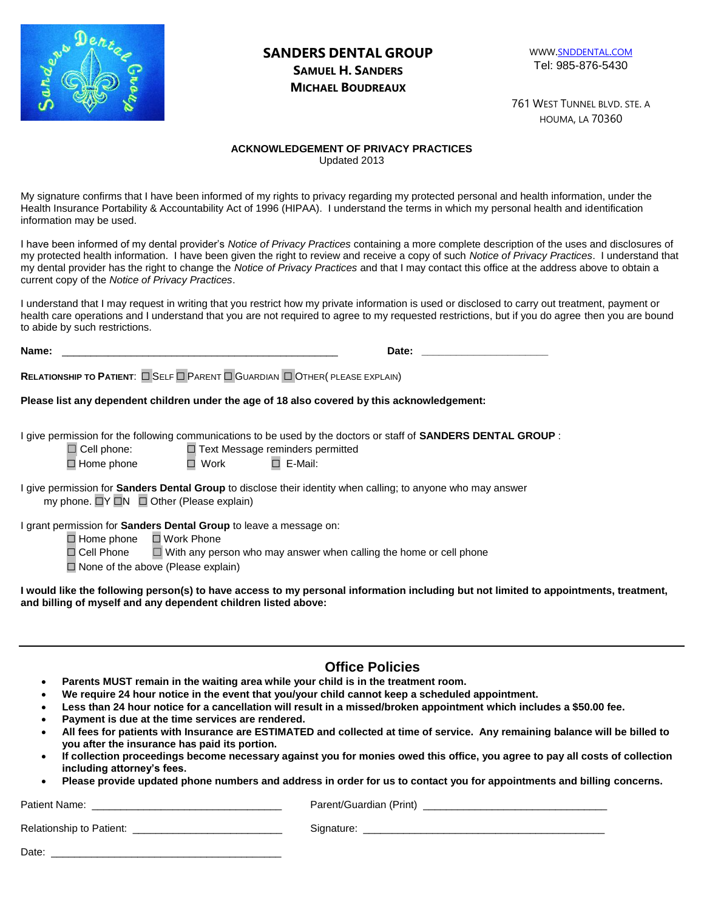# SANDERS DENTAL GROUP

**SAMUEL H. SANDERS**
**MICHAEL BOUDREAUX**

WWW.SNDDENTAL.COM
Tel: 985-876-5430

761 WEST TUNNEL BLVD. STE. A
HOUMA, LA 70360

## ACKNOWLEDGEMENT OF PRIVACY PRACTICES

Updated 2013

My signature confirms that I have been informed of my rights to privacy regarding my protected personal and health information, under the Health Insurance Portability & Accountability Act of 1996 (HIPAA). I understand the terms in which my personal health and identification information may be used.

I have been informed of my dental provider's *Notice of Privacy Practices* containing a more complete description of the uses and disclosures of my protected health information. I have been given the right to review and receive a copy of such *Notice of Privacy Practices*. I understand that my dental provider has the right to change the *Notice of Privacy Practices* and that I may contact this office at the address above to obtain a current copy of the *Notice of Privacy Practices*.

I understand that I may request in writing that you restrict how my private information is used or disclosed to carry out treatment, payment or health care operations and I understand that you are not required to agree to my requested restrictions, but if you do agree then you are bound to abide by such restrictions.

**Name:** ______________________________________________ **Date:** ____________________

**RELATIONSHIP TO PATIENT**: ☐ SELF ☐ PARENT ☐ GUARDIAN ☐ OTHER( PLEASE EXPLAIN)

**Please list any dependent children under the age of 18 also covered by this acknowledgement:**

I give permission for the following communications to be used by the doctors or staff of **SANDERS DENTAL GROUP** :

☐ Cell phone: ☐ Text Message reminders permitted
☐ Home phone ☐ Work ☐ E-Mail:

I give permission for **Sanders Dental Group** to disclose their identity when calling; to anyone who may answer my phone. ☐Y ☐N ☐ Other (Please explain)

I grant permission for **Sanders Dental Group** to leave a message on:

☐ Home phone ☐ Work Phone
☐ Cell Phone ☐ With any person who may answer when calling the home or cell phone
☐ None of the above (Please explain)

**I would like the following person(s) to have access to my personal information including but not limited to appointments, treatment, and billing of myself and any dependent children listed above:**

---

## Office Policies

- **Parents MUST remain in the waiting area while your child is in the treatment room.**
- **We require 24 hour notice in the event that you/your child cannot keep a scheduled appointment.**
- **Less than 24 hour notice for a cancellation will result in a missed/broken appointment which includes a $50.00 fee.**
- **Payment is due at the time services are rendered.**
- **All fees for patients with Insurance are ESTIMATED and collected at time of service. Any remaining balance will be billed to you after the insurance has paid its portion.**
- **If collection proceedings become necessary against you for monies owed this office, you agree to pay all costs of collection including attorney's fees.**
- **Please provide updated phone numbers and address in order for us to contact you for appointments and billing concerns.**

Patient Name: ______________________________ Parent/Guardian (Print) ______________________________

Relationship to Patient: ________________________ Signature: ________________________________________

Date: ______________________________________